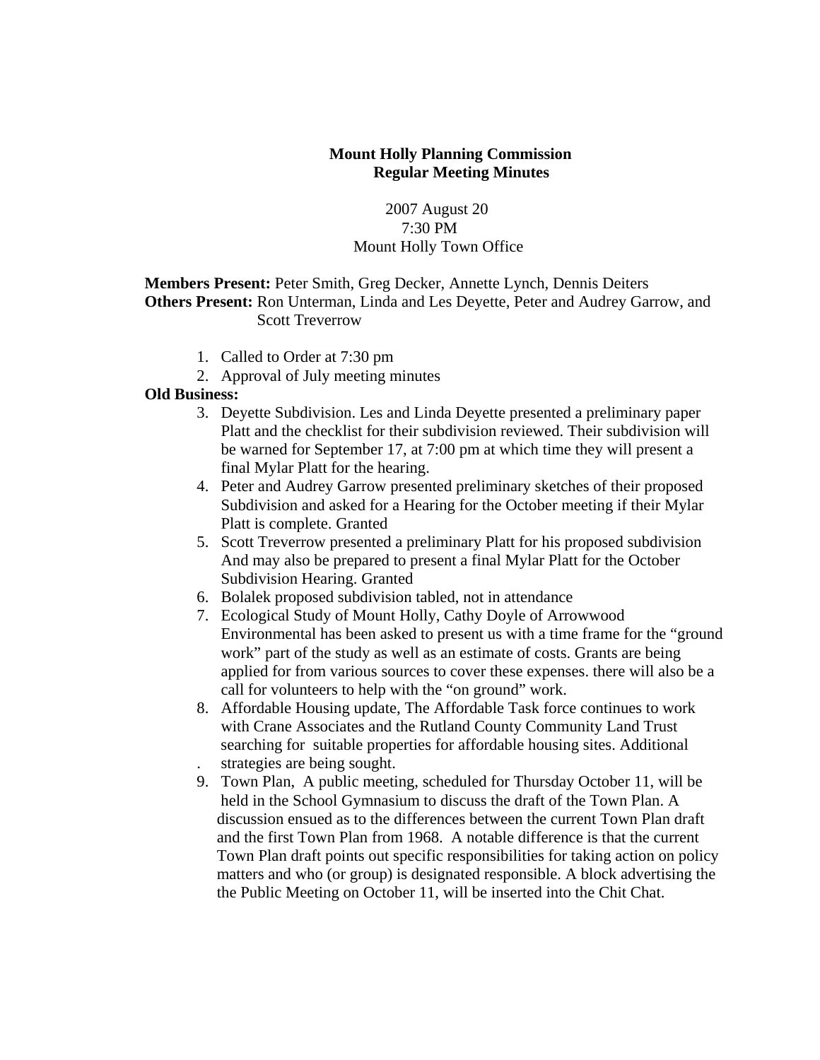# Mount Holly Planning Commission
## Regular Meeting Minutes

2007 August 20
7:30 PM
Mount Holly Town Office

**Members Present:** Peter Smith, Greg Decker, Annette Lynch, Dennis Deiters
**Others Present:** Ron Unterman, Linda and Les Deyette, Peter and Audrey Garrow, and Scott Treverrow

1. Called to Order at 7:30 pm
2. Approval of July meeting minutes

**Old Business:**

3. Deyette Subdivision. Les and Linda Deyette presented a preliminary paper Platt and the checklist for their subdivision reviewed. Their subdivision will be warned for September 17, at 7:00 pm at which time they will present a final Mylar Platt for the hearing.
4. Peter and Audrey Garrow presented preliminary sketches of their proposed Subdivision and asked for a Hearing for the October meeting if their Mylar Platt is complete. Granted
5. Scott Treverrow presented a preliminary Platt for his proposed subdivision And may also be prepared to present a final Mylar Platt for the October Subdivision Hearing. Granted
6. Bolalek proposed subdivision tabled, not in attendance
7. Ecological Study of Mount Holly, Cathy Doyle of Arrowwood Environmental has been asked to present us with a time frame for the "ground work" part of the study as well as an estimate of costs. Grants are being applied for from various sources to cover these expenses. there will also be a call for volunteers to help with the "on ground" work.
8. Affordable Housing update, The Affordable Task force continues to work with Crane Associates and the Rutland County Community Land Trust searching for suitable properties for affordable housing sites. Additional . strategies are being sought.
9. Town Plan, A public meeting, scheduled for Thursday October 11, will be held in the School Gymnasium to discuss the draft of the Town Plan. A discussion ensued as to the differences between the current Town Plan draft and the first Town Plan from 1968. A notable difference is that the current Town Plan draft points out specific responsibilities for taking action on policy matters and who (or group) is designated responsible. A block advertising the the Public Meeting on October 11, will be inserted into the Chit Chat.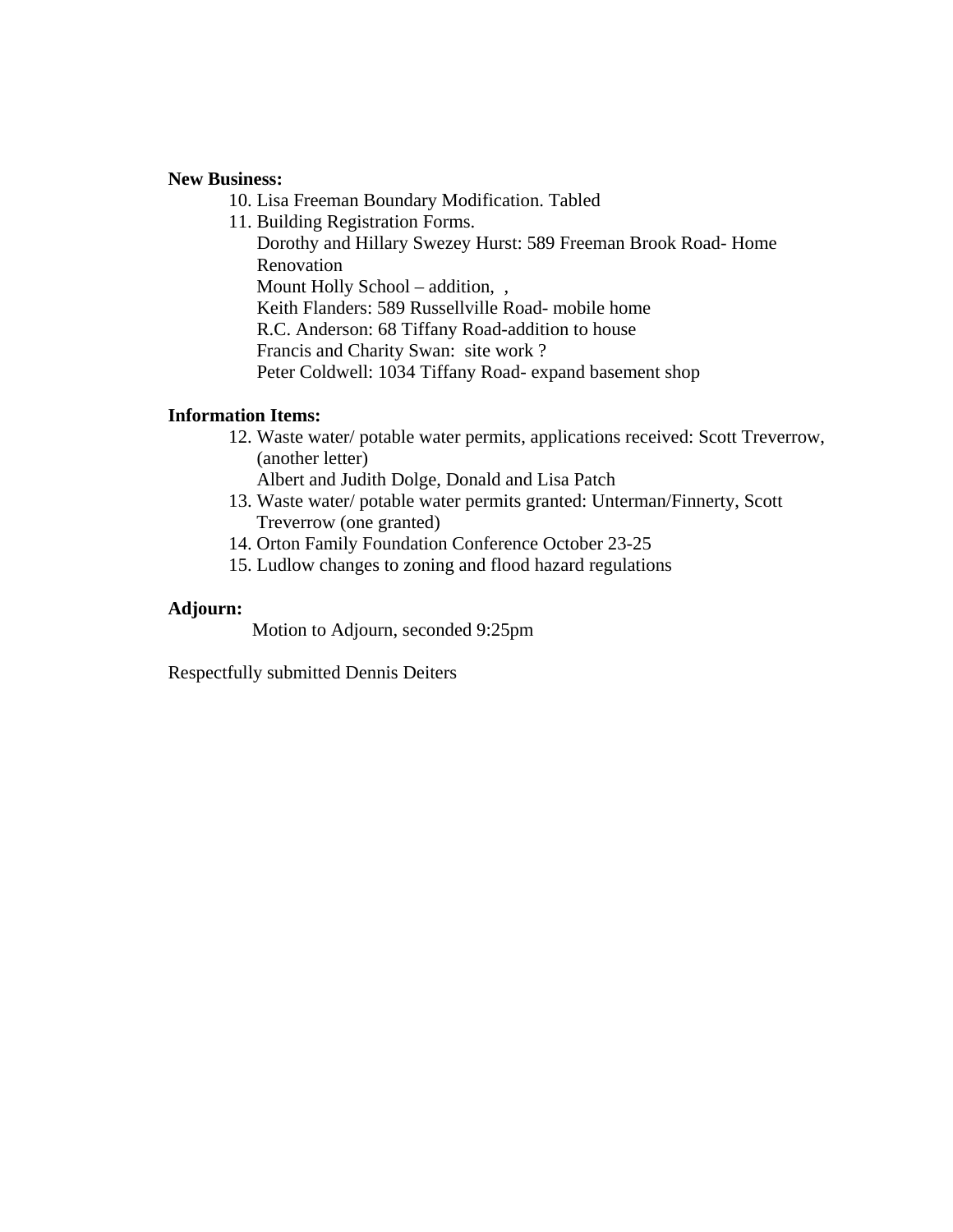**New Business:**

10. Lisa Freeman Boundary Modification. Tabled
11. Building Registration Forms.
    Dorothy and Hillary Swezey Hurst: 589 Freeman Brook Road- Home Renovation
    Mount Holly School – addition, ,
    Keith Flanders: 589 Russellville Road- mobile home
    R.C. Anderson: 68 Tiffany Road-addition to house
    Francis and Charity Swan: site work ?
    Peter Coldwell: 1034 Tiffany Road- expand basement shop

**Information Items:**

12. Waste water/ potable water permits, applications received: Scott Treverrow, (another letter)
    Albert and Judith Dolge, Donald and Lisa Patch
13. Waste water/ potable water permits granted: Unterman/Finnerty, Scott Treverrow (one granted)
14. Orton Family Foundation Conference October 23-25
15. Ludlow changes to zoning and flood hazard regulations

**Adjourn:**

Motion to Adjourn, seconded 9:25pm

Respectfully submitted Dennis Deiters